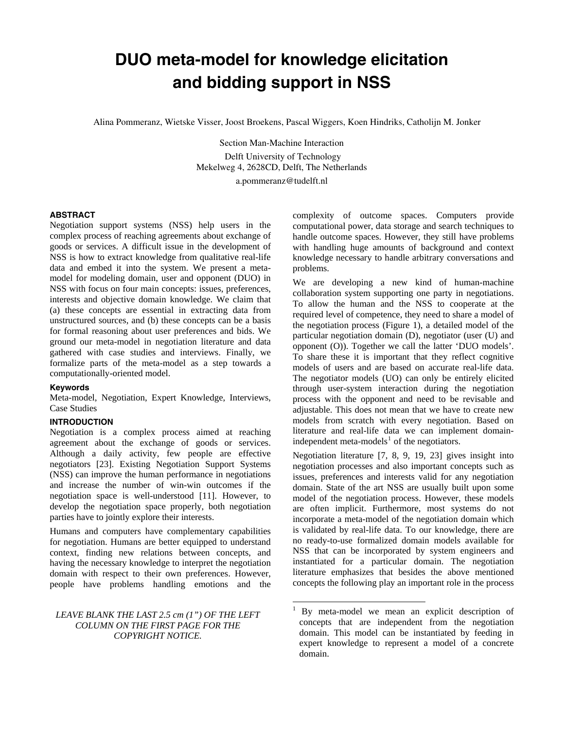# DUO meta-model for knowledge elicitation and bidding support in NSS

Alina Pommeranz, Wietske Visser, Joost Broekens, Pascal Wiggers, Koen Hindriks, Catholijn M. Jonker

Section Man-Machine Interaction
Delft University of Technology
Mekelweg 4, 2628CD, Delft, The Netherlands
a.pommeranz@tudelft.nl

## ABSTRACT

Negotiation support systems (NSS) help users in the complex process of reaching agreements about exchange of goods or services. A difficult issue in the development of NSS is how to extract knowledge from qualitative real-life data and embed it into the system. We present a meta-model for modeling domain, user and opponent (DUO) in NSS with focus on four main concepts: issues, preferences, interests and objective domain knowledge. We claim that (a) these concepts are essential in extracting data from unstructured sources, and (b) these concepts can be a basis for formal reasoning about user preferences and bids. We ground our meta-model in negotiation literature and data gathered with case studies and interviews. Finally, we formalize parts of the meta-model as a step towards a computationally-oriented model.

### Keywords

Meta-model, Negotiation, Expert Knowledge, Interviews, Case Studies

## INTRODUCTION

Negotiation is a complex process aimed at reaching agreement about the exchange of goods or services. Although a daily activity, few people are effective negotiators [23]. Existing Negotiation Support Systems (NSS) can improve the human performance in negotiations and increase the number of win-win outcomes if the negotiation space is well-understood [11]. However, to develop the negotiation space properly, both negotiation parties have to jointly explore their interests.

Humans and computers have complementary capabilities for negotiation. Humans are better equipped to understand context, finding new relations between concepts, and having the necessary knowledge to interpret the negotiation domain with respect to their own preferences. However, people have problems handling emotions and the complexity of outcome spaces. Computers provide computational power, data storage and search techniques to handle outcome spaces. However, they still have problems with handling huge amounts of background and context knowledge necessary to handle arbitrary conversations and problems.

*LEAVE BLANK THE LAST 2.5 cm (1") OF THE LEFT COLUMN ON THE FIRST PAGE FOR THE COPYRIGHT NOTICE.*

We are developing a new kind of human-machine collaboration system supporting one party in negotiations. To allow the human and the NSS to cooperate at the required level of competence, they need to share a model of the negotiation process (Figure 1), a detailed model of the particular negotiation domain (D), negotiator (user (U) and opponent (O)). Together we call the latter 'DUO models'. To share these it is important that they reflect cognitive models of users and are based on accurate real-life data. The negotiator models (UO) can only be entirely elicited through user-system interaction during the negotiation process with the opponent and need to be revisable and adjustable. This does not mean that we have to create new models from scratch with every negotiation. Based on literature and real-life data we can implement domain-independent meta-models[1] of the negotiators.

Negotiation literature [7, 8, 9, 19, 23] gives insight into negotiation processes and also important concepts such as issues, preferences and interests valid for any negotiation domain. State of the art NSS are usually built upon some model of the negotiation process. However, these models are often implicit. Furthermore, most systems do not incorporate a meta-model of the negotiation domain which is validated by real-life data. To our knowledge, there are no ready-to-use formalized domain models available for NSS that can be incorporated by system engineers and instantiated for a particular domain. The negotiation literature emphasizes that besides the above mentioned concepts the following play an important role in the process

[1] By meta-model we mean an explicit description of concepts that are independent from the negotiation domain. This model can be instantiated by feeding in expert knowledge to represent a model of a concrete domain.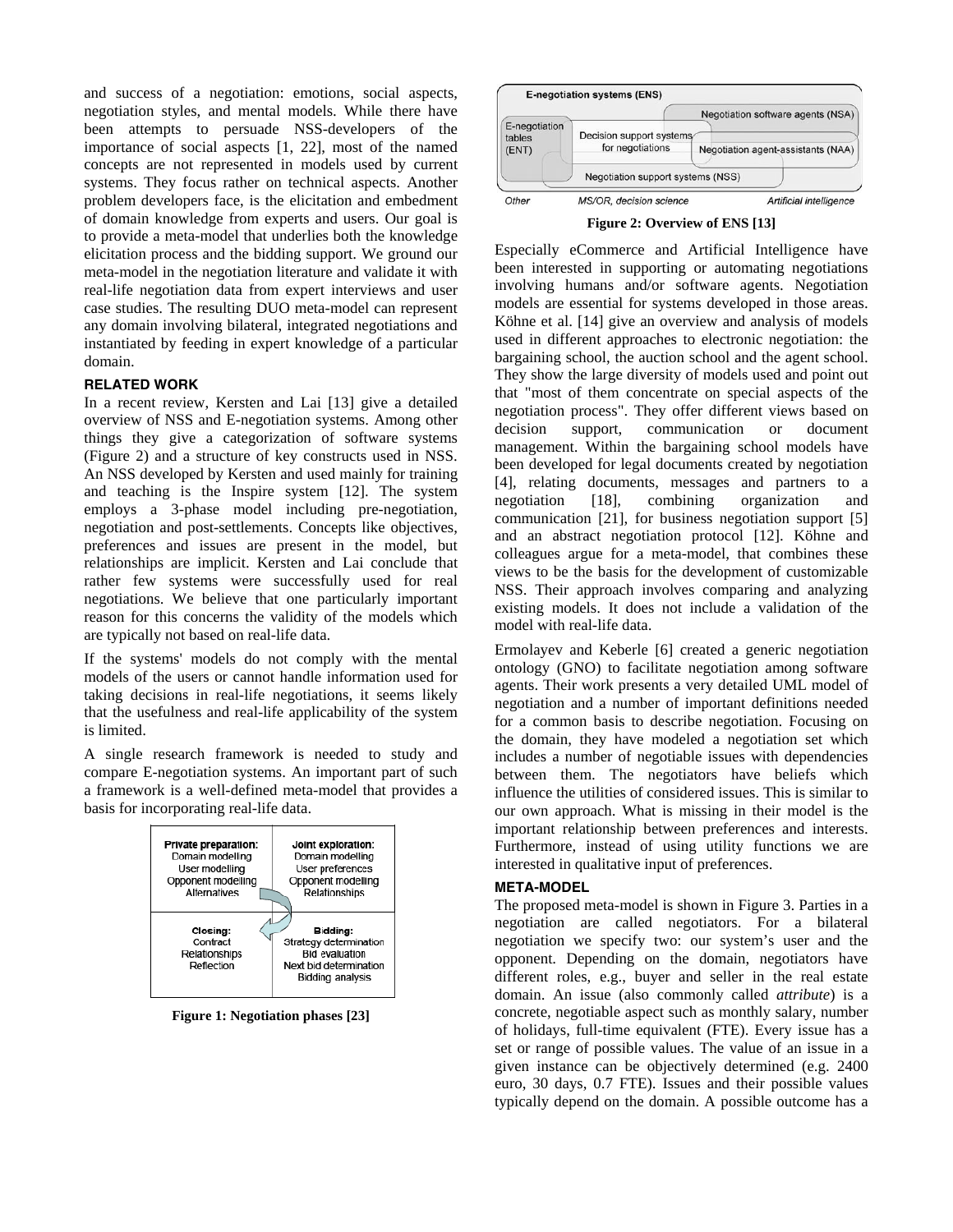and success of a negotiation: emotions, social aspects, negotiation styles, and mental models. While there have been attempts to persuade NSS-developers of the importance of social aspects [1, 22], most of the named concepts are not represented in models used by current systems. They focus rather on technical aspects. Another problem developers face, is the elicitation and embedment of domain knowledge from experts and users. Our goal is to provide a meta-model that underlies both the knowledge elicitation process and the bidding support. We ground our meta-model in the negotiation literature and validate it with real-life negotiation data from expert interviews and user case studies. The resulting DUO meta-model can represent any domain involving bilateral, integrated negotiations and instantiated by feeding in expert knowledge of a particular domain.

## RELATED WORK

In a recent review, Kersten and Lai [13] give a detailed overview of NSS and E-negotiation systems. Among other things they give a categorization of software systems (Figure 2) and a structure of key constructs used in NSS. An NSS developed by Kersten and used mainly for training and teaching is the Inspire system [12]. The system employs a 3-phase model including pre-negotiation, negotiation and post-settlements. Concepts like objectives, preferences and issues are present in the model, but relationships are implicit. Kersten and Lai conclude that rather few systems were successfully used for real negotiations. We believe that one particularly important reason for this concerns the validity of the models which are typically not based on real-life data.

If the systems' models do not comply with the mental models of the users or cannot handle information used for taking decisions in real-life negotiations, it seems likely that the usefulness and real-life applicability of the system is limited.

A single research framework is needed to study and compare E-negotiation systems. An important part of such a framework is a well-defined meta-model that provides a basis for incorporating real-life data.

| | |
|---|---|
| **Private preparation:** Domain modelling, User modelling, Opponent modelling, Alternatives | **Joint exploration:** Domain modelling, User preferences, Opponent modelling, Relationships |
| **Closing:** Contract, Relationships, Reflection | **Bidding:** Strategy determination, Bid evaluation, Next bid determination, Bidding analysis |

**Figure 1: Negotiation phases [23]**

E-negotiation systems (ENS)
Negotiation software agents (NSA)
E-negotiation tables (ENT)
Decision support systems for negotiations
Negotiation agent-assistants (NAA)
Negotiation support systems (NSS)
Other
MS/OR, decision science
Artificial intelligence

**Figure 2: Overview of ENS [13]**

Especially eCommerce and Artificial Intelligence have been interested in supporting or automating negotiations involving humans and/or software agents. Negotiation models are essential for systems developed in those areas. Köhne et al. [14] give an overview and analysis of models used in different approaches to electronic negotiation: the bargaining school, the auction school and the agent school. They show the large diversity of models used and point out that "most of them concentrate on special aspects of the negotiation process". They offer different views based on decision support, communication or document management. Within the bargaining school models have been developed for legal documents created by negotiation [4], relating documents, messages and partners to a negotiation [18], combining organization and communication [21], for business negotiation support [5] and an abstract negotiation protocol [12]. Köhne and colleagues argue for a meta-model, that combines these views to be the basis for the development of customizable NSS. Their approach involves comparing and analyzing existing models. It does not include a validation of the model with real-life data.

Ermolayev and Keberle [6] created a generic negotiation ontology (GNO) to facilitate negotiation among software agents. Their work presents a very detailed UML model of negotiation and a number of important definitions needed for a common basis to describe negotiation. Focusing on the domain, they have modeled a negotiation set which includes a number of negotiable issues with dependencies between them. The negotiators have beliefs which influence the utilities of considered issues. This is similar to our own approach. What is missing in their model is the important relationship between preferences and interests. Furthermore, instead of using utility functions we are interested in qualitative input of preferences.

## META-MODEL

The proposed meta-model is shown in Figure 3. Parties in a negotiation are called negotiators. For a bilateral negotiation we specify two: our system's user and the opponent. Depending on the domain, negotiators have different roles, e.g., buyer and seller in the real estate domain. An issue (also commonly called *attribute*) is a concrete, negotiable aspect such as monthly salary, number of holidays, full-time equivalent (FTE). Every issue has a set or range of possible values. The value of an issue in a given instance can be objectively determined (e.g. 2400 euro, 30 days, 0.7 FTE). Issues and their possible values typically depend on the domain. A possible outcome has a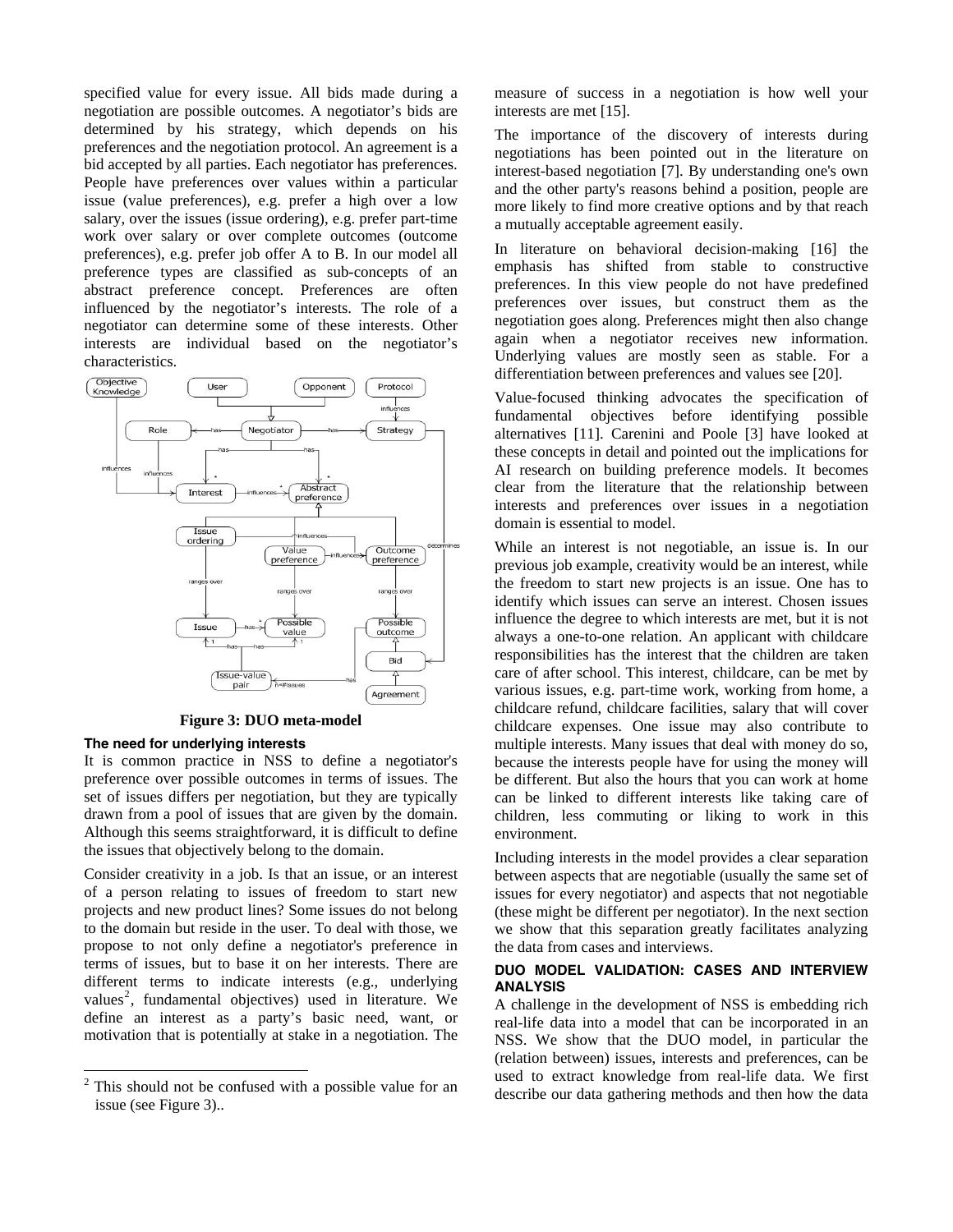specified value for every issue. All bids made during a negotiation are possible outcomes. A negotiator's bids are determined by his strategy, which depends on his preferences and the negotiation protocol. An agreement is a bid accepted by all parties. Each negotiator has preferences. People have preferences over values within a particular issue (value preferences), e.g. prefer a high over a low salary, over the issues (issue ordering), e.g. prefer part-time work over salary or over complete outcomes (outcome preferences), e.g. prefer job offer A to B. In our model all preference types are classified as sub-concepts of an abstract preference concept. Preferences are often influenced by the negotiator's interests. The role of a negotiator can determine some of these interests. Other interests are individual based on the negotiator's characteristics.

Objective Knowledge
User
Opponent
Protocol
influences
Role
has
Negotiator
has
Strategy
has
has
influences
influences
*
*
Interest
influences
Abstract preference
Issue ordering
influences
Value preference
influences
Outcome preference
determines
ranges over
ranges over
ranges over
Issue
has
*
Possible value
Possible outcome
1
1
has
has
Bid
Issue-value pair
n=#issues
has
Agreement

**Figure 3: DUO meta-model**

### The need for underlying interests

It is common practice in NSS to define a negotiator's preference over possible outcomes in terms of issues. The set of issues differs per negotiation, but they are typically drawn from a pool of issues that are given by the domain. Although this seems straightforward, it is difficult to define the issues that objectively belong to the domain.

Consider creativity in a job. Is that an issue, or an interest of a person relating to issues of freedom to start new projects and new product lines? Some issues do not belong to the domain but reside in the user. To deal with those, we propose to not only define a negotiator's preference in terms of issues, but to base it on her interests. There are different terms to indicate interests (e.g., underlying values[2], fundamental objectives) used in literature. We define an interest as a party's basic need, want, or motivation that is potentially at stake in a negotiation. The measure of success in a negotiation is how well your interests are met [15].

The importance of the discovery of interests during negotiations has been pointed out in the literature on interest-based negotiation [7]. By understanding one's own and the other party's reasons behind a position, people are more likely to find more creative options and by that reach a mutually acceptable agreement easily.

In literature on behavioral decision-making [16] the emphasis has shifted from stable to constructive preferences. In this view people do not have predefined preferences over issues, but construct them as the negotiation goes along. Preferences might then also change again when a negotiator receives new information. Underlying values are mostly seen as stable. For a differentiation between preferences and values see [20].

Value-focused thinking advocates the specification of fundamental objectives before identifying possible alternatives [11]. Carenini and Poole [3] have looked at these concepts in detail and pointed out the implications for AI research on building preference models. It becomes clear from the literature that the relationship between interests and preferences over issues in a negotiation domain is essential to model.

While an interest is not negotiable, an issue is. In our previous job example, creativity would be an interest, while the freedom to start new projects is an issue. One has to identify which issues can serve an interest. Chosen issues influence the degree to which interests are met, but it is not always a one-to-one relation. An applicant with childcare responsibilities has the interest that the children are taken care of after school. This interest, childcare, can be met by various issues, e.g. part-time work, working from home, a childcare refund, childcare facilities, salary that will cover childcare expenses. One issue may also contribute to multiple interests. Many issues that deal with money do so, because the interests people have for using the money will be different. But also the hours that you can work at home can be linked to different interests like taking care of children, less commuting or liking to work in this environment.

Including interests in the model provides a clear separation between aspects that are negotiable (usually the same set of issues for every negotiator) and aspects that not negotiable (these might be different per negotiator). In the next section we show that this separation greatly facilitates analyzing the data from cases and interviews.

### DUO MODEL VALIDATION: CASES AND INTERVIEW ANALYSIS

A challenge in the development of NSS is embedding rich real-life data into a model that can be incorporated in an NSS. We show that the DUO model, in particular the (relation between) issues, interests and preferences, can be used to extract knowledge from real-life data. We first describe our data gathering methods and then how the data

[2] This should not be confused with a possible value for an issue (see Figure 3)..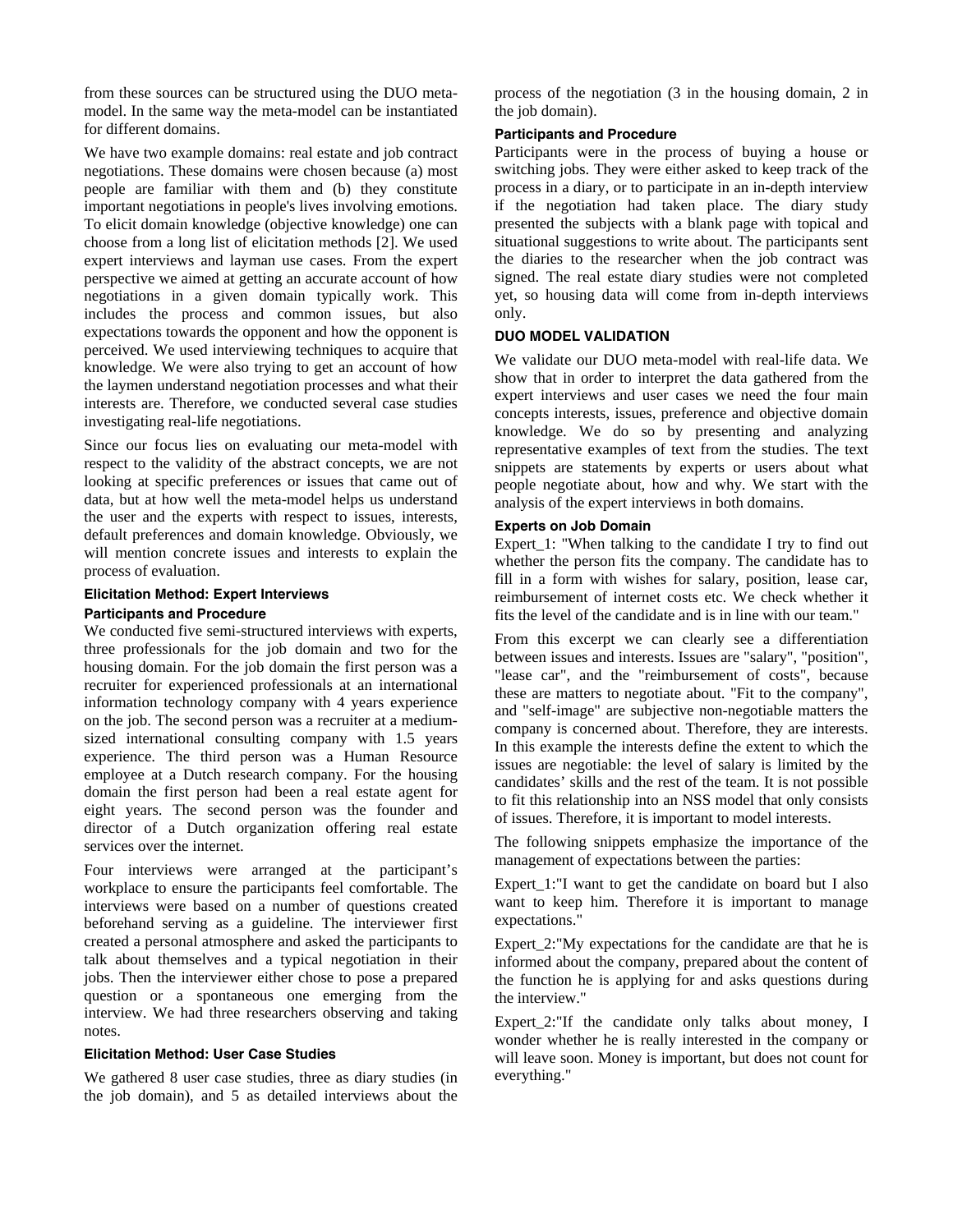from these sources can be structured using the DUO meta-model. In the same way the meta-model can be instantiated for different domains.

We have two example domains: real estate and job contract negotiations. These domains were chosen because (a) most people are familiar with them and (b) they constitute important negotiations in people's lives involving emotions. To elicit domain knowledge (objective knowledge) one can choose from a long list of elicitation methods [2]. We used expert interviews and layman use cases. From the expert perspective we aimed at getting an accurate account of how negotiations in a given domain typically work. This includes the process and common issues, but also expectations towards the opponent and how the opponent is perceived. We used interviewing techniques to acquire that knowledge. We were also trying to get an account of how the laymen understand negotiation processes and what their interests are. Therefore, we conducted several case studies investigating real-life negotiations.

Since our focus lies on evaluating our meta-model with respect to the validity of the abstract concepts, we are not looking at specific preferences or issues that came out of data, but at how well the meta-model helps us understand the user and the experts with respect to issues, interests, default preferences and domain knowledge. Obviously, we will mention concrete issues and interests to explain the process of evaluation.

#### Elicitation Method: Expert Interviews

#### Participants and Procedure

We conducted five semi-structured interviews with experts, three professionals for the job domain and two for the housing domain. For the job domain the first person was a recruiter for experienced professionals at an international information technology company with 4 years experience on the job. The second person was a recruiter at a medium-sized international consulting company with 1.5 years experience. The third person was a Human Resource employee at a Dutch research company. For the housing domain the first person had been a real estate agent for eight years. The second person was the founder and director of a Dutch organization offering real estate services over the internet.

Four interviews were arranged at the participant's workplace to ensure the participants feel comfortable. The interviews were based on a number of questions created beforehand serving as a guideline. The interviewer first created a personal atmosphere and asked the participants to talk about themselves and a typical negotiation in their jobs. Then the interviewer either chose to pose a prepared question or a spontaneous one emerging from the interview. We had three researchers observing and taking notes.

#### Elicitation Method: User Case Studies

We gathered 8 user case studies, three as diary studies (in the job domain), and 5 as detailed interviews about the process of the negotiation (3 in the housing domain, 2 in the job domain).

#### Participants and Procedure

Participants were in the process of buying a house or switching jobs. They were either asked to keep track of the process in a diary, or to participate in an in-depth interview if the negotiation had taken place. The diary study presented the subjects with a blank page with topical and situational suggestions to write about. The participants sent the diaries to the researcher when the job contract was signed. The real estate diary studies were not completed yet, so housing data will come from in-depth interviews only.

### DUO MODEL VALIDATION

We validate our DUO meta-model with real-life data. We show that in order to interpret the data gathered from the expert interviews and user cases we need the four main concepts interests, issues, preference and objective domain knowledge. We do so by presenting and analyzing representative examples of text from the studies. The text snippets are statements by experts or users about what people negotiate about, how and why. We start with the analysis of the expert interviews in both domains.

#### Experts on Job Domain

Expert_1: "When talking to the candidate I try to find out whether the person fits the company. The candidate has to fill in a form with wishes for salary, position, lease car, reimbursement of internet costs etc. We check whether it fits the level of the candidate and is in line with our team."

From this excerpt we can clearly see a differentiation between issues and interests. Issues are "salary", "position", "lease car", and the "reimbursement of costs", because these are matters to negotiate about. "Fit to the company", and "self-image" are subjective non-negotiable matters the company is concerned about. Therefore, they are interests. In this example the interests define the extent to which the issues are negotiable: the level of salary is limited by the candidates' skills and the rest of the team. It is not possible to fit this relationship into an NSS model that only consists of issues. Therefore, it is important to model interests.

The following snippets emphasize the importance of the management of expectations between the parties:

Expert_1:"I want to get the candidate on board but I also want to keep him. Therefore it is important to manage expectations."

Expert_2:"My expectations for the candidate are that he is informed about the company, prepared about the content of the function he is applying for and asks questions during the interview."

Expert_2:"If the candidate only talks about money, I wonder whether he is really interested in the company or will leave soon. Money is important, but does not count for everything."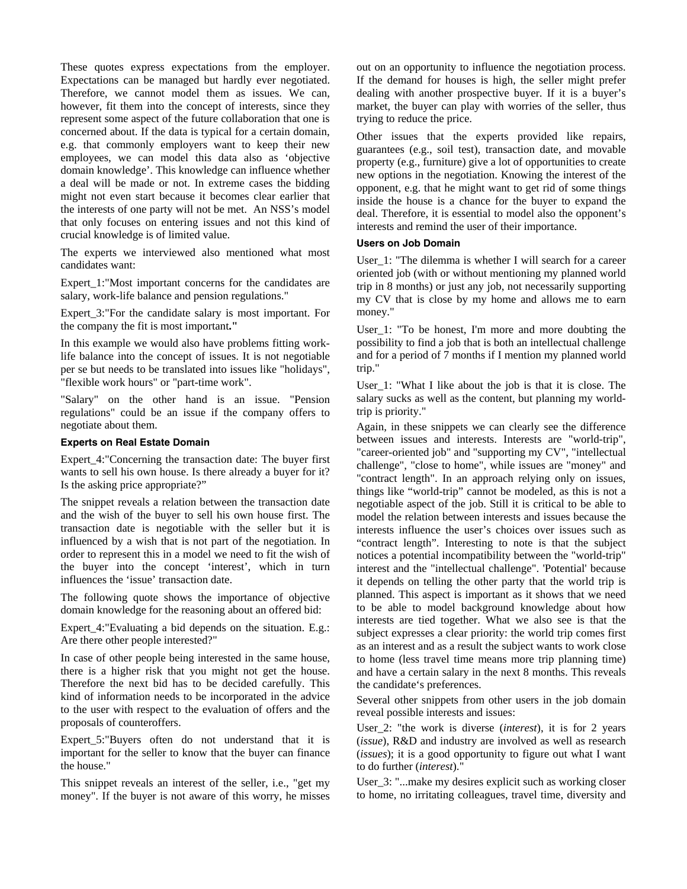These quotes express expectations from the employer. Expectations can be managed but hardly ever negotiated. Therefore, we cannot model them as issues. We can, however, fit them into the concept of interests, since they represent some aspect of the future collaboration that one is concerned about. If the data is typical for a certain domain, e.g. that commonly employers want to keep their new employees, we can model this data also as 'objective domain knowledge'. This knowledge can influence whether a deal will be made or not. In extreme cases the bidding might not even start because it becomes clear earlier that the interests of one party will not be met. An NSS's model that only focuses on entering issues and not this kind of crucial knowledge is of limited value.

The experts we interviewed also mentioned what most candidates want:

Expert_1:"Most important concerns for the candidates are salary, work-life balance and pension regulations."

Expert_3:"For the candidate salary is most important. For the company the fit is most important**."**

In this example we would also have problems fitting work-life balance into the concept of issues. It is not negotiable per se but needs to be translated into issues like "holidays", "flexible work hours" or "part-time work".

"Salary" on the other hand is an issue. "Pension regulations" could be an issue if the company offers to negotiate about them.

#### Experts on Real Estate Domain

Expert_4:"Concerning the transaction date: The buyer first wants to sell his own house. Is there already a buyer for it? Is the asking price appropriate?"

The snippet reveals a relation between the transaction date and the wish of the buyer to sell his own house first. The transaction date is negotiable with the seller but it is influenced by a wish that is not part of the negotiation. In order to represent this in a model we need to fit the wish of the buyer into the concept 'interest', which in turn influences the 'issue' transaction date.

The following quote shows the importance of objective domain knowledge for the reasoning about an offered bid:

Expert_4:"Evaluating a bid depends on the situation. E.g.: Are there other people interested?"

In case of other people being interested in the same house, there is a higher risk that you might not get the house. Therefore the next bid has to be decided carefully. This kind of information needs to be incorporated in the advice to the user with respect to the evaluation of offers and the proposals of counteroffers.

Expert_5:"Buyers often do not understand that it is important for the seller to know that the buyer can finance the house."

This snippet reveals an interest of the seller, i.e., "get my money". If the buyer is not aware of this worry, he misses out on an opportunity to influence the negotiation process. If the demand for houses is high, the seller might prefer dealing with another prospective buyer. If it is a buyer's market, the buyer can play with worries of the seller, thus trying to reduce the price.

Other issues that the experts provided like repairs, guarantees (e.g., soil test), transaction date, and movable property (e.g., furniture) give a lot of opportunities to create new options in the negotiation. Knowing the interest of the opponent, e.g. that he might want to get rid of some things inside the house is a chance for the buyer to expand the deal. Therefore, it is essential to model also the opponent's interests and remind the user of their importance.

#### Users on Job Domain

User_1: "The dilemma is whether I will search for a career oriented job (with or without mentioning my planned world trip in 8 months) or just any job, not necessarily supporting my CV that is close by my home and allows me to earn money."

User_1: "To be honest, I'm more and more doubting the possibility to find a job that is both an intellectual challenge and for a period of 7 months if I mention my planned world trip."

User_1: "What I like about the job is that it is close. The salary sucks as well as the content, but planning my world-trip is priority."

Again, in these snippets we can clearly see the difference between issues and interests. Interests are "world-trip", "career-oriented job" and "supporting my CV", "intellectual challenge", "close to home", while issues are "money" and "contract length". In an approach relying only on issues, things like "world-trip" cannot be modeled, as this is not a negotiable aspect of the job. Still it is critical to be able to model the relation between interests and issues because the interests influence the user's choices over issues such as "contract length". Interesting to note is that the subject notices a potential incompatibility between the "world-trip" interest and the "intellectual challenge". 'Potential' because it depends on telling the other party that the world trip is planned. This aspect is important as it shows that we need to be able to model background knowledge about how interests are tied together. What we also see is that the subject expresses a clear priority: the world trip comes first as an interest and as a result the subject wants to work close to home (less travel time means more trip planning time) and have a certain salary in the next 8 months. This reveals the candidate's preferences.

Several other snippets from other users in the job domain reveal possible interests and issues:

User_2: "the work is diverse (*interest*), it is for 2 years (*issue*), R&D and industry are involved as well as research (*issues*); it is a good opportunity to figure out what I want to do further (*interest*)."

User_3: "...make my desires explicit such as working closer to home, no irritating colleagues, travel time, diversity and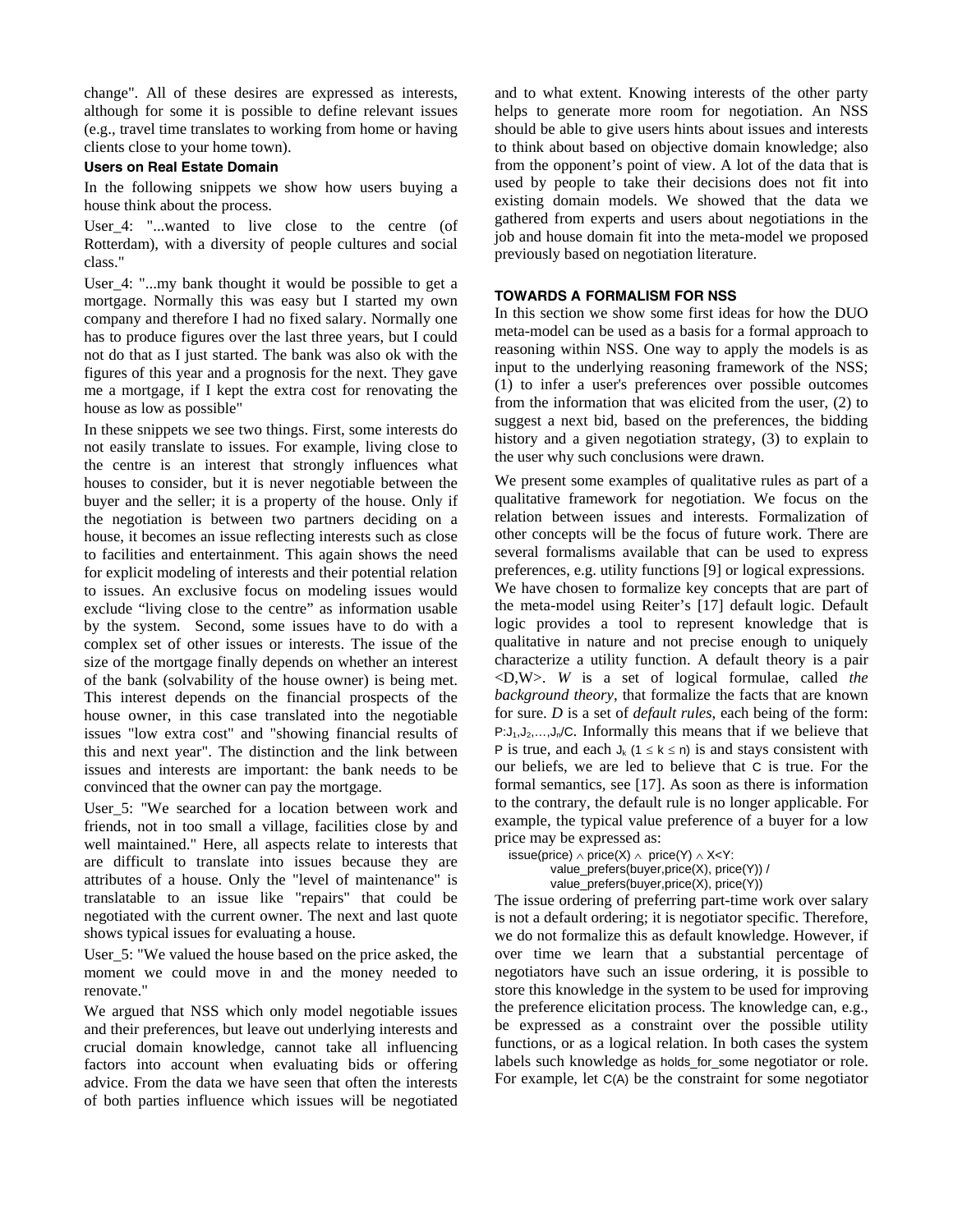change". All of these desires are expressed as interests, although for some it is possible to define relevant issues (e.g., travel time translates to working from home or having clients close to your home town).

#### Users on Real Estate Domain

In the following snippets we show how users buying a house think about the process.

User_4: "...wanted to live close to the centre (of Rotterdam), with a diversity of people cultures and social class."

User_4: "...my bank thought it would be possible to get a mortgage. Normally this was easy but I started my own company and therefore I had no fixed salary. Normally one has to produce figures over the last three years, but I could not do that as I just started. The bank was also ok with the figures of this year and a prognosis for the next. They gave me a mortgage, if I kept the extra cost for renovating the house as low as possible"

In these snippets we see two things. First, some interests do not easily translate to issues. For example, living close to the centre is an interest that strongly influences what houses to consider, but it is never negotiable between the buyer and the seller; it is a property of the house. Only if the negotiation is between two partners deciding on a house, it becomes an issue reflecting interests such as close to facilities and entertainment. This again shows the need for explicit modeling of interests and their potential relation to issues. An exclusive focus on modeling issues would exclude "living close to the centre" as information usable by the system. Second, some issues have to do with a complex set of other issues or interests. The issue of the size of the mortgage finally depends on whether an interest of the bank (solvability of the house owner) is being met. This interest depends on the financial prospects of the house owner, in this case translated into the negotiable issues "low extra cost" and "showing financial results of this and next year". The distinction and the link between issues and interests are important: the bank needs to be convinced that the owner can pay the mortgage.

User_5: "We searched for a location between work and friends, not in too small a village, facilities close by and well maintained." Here, all aspects relate to interests that are difficult to translate into issues because they are attributes of a house. Only the "level of maintenance" is translatable to an issue like "repairs" that could be negotiated with the current owner. The next and last quote shows typical issues for evaluating a house.

User_5: "We valued the house based on the price asked, the moment we could move in and the money needed to renovate."

We argued that NSS which only model negotiable issues and their preferences, but leave out underlying interests and crucial domain knowledge, cannot take all influencing factors into account when evaluating bids or offering advice. From the data we have seen that often the interests of both parties influence which issues will be negotiated and to what extent. Knowing interests of the other party helps to generate more room for negotiation. An NSS should be able to give users hints about issues and interests to think about based on objective domain knowledge; also from the opponent's point of view. A lot of the data that is used by people to take their decisions does not fit into existing domain models. We showed that the data we gathered from experts and users about negotiations in the job and house domain fit into the meta-model we proposed previously based on negotiation literature.

## TOWARDS A FORMALISM FOR NSS

In this section we show some first ideas for how the DUO meta-model can be used as a basis for a formal approach to reasoning within NSS. One way to apply the models is as input to the underlying reasoning framework of the NSS; (1) to infer a user's preferences over possible outcomes from the information that was elicited from the user, (2) to suggest a next bid, based on the preferences, the bidding history and a given negotiation strategy, (3) to explain to the user why such conclusions were drawn.

We present some examples of qualitative rules as part of a qualitative framework for negotiation. We focus on the relation between issues and interests. Formalization of other concepts will be the focus of future work. There are several formalisms available that can be used to express preferences, e.g. utility functions [9] or logical expressions. We have chosen to formalize key concepts that are part of the meta-model using Reiter's [17] default logic. Default logic provides a tool to represent knowledge that is qualitative in nature and not precise enough to uniquely characterize a utility function. A default theory is a pair <D,W>. *W* is a set of logical formulae, called *the background theory*, that formalize the facts that are known for sure. *D* is a set of *default rules*, each being of the form: $P{:}J_1,J_2,\ldots,J_n/C$. Informally this means that if we believe that P is true, and each $J_k$ ($1 \le k \le n$) is and stays consistent with our beliefs, we are led to believe that C is true. For the formal semantics, see [17]. As soon as there is information to the contrary, the default rule is no longer applicable. For example, the typical value preference of a buyer for a low price may be expressed as:

$$\text{issue(price)} \wedge \text{price(X)} \wedge \text{price(Y)} \wedge X<Y{:}\ \text{value\_prefers(buyer,price(X), price(Y))} \,/\, \text{value\_prefers(buyer,price(X), price(Y))}$$

The issue ordering of preferring part-time work over salary is not a default ordering; it is negotiator specific. Therefore, we do not formalize this as default knowledge. However, if over time we learn that a substantial percentage of negotiators have such an issue ordering, it is possible to store this knowledge in the system to be used for improving the preference elicitation process. The knowledge can, e.g., be expressed as a constraint over the possible utility functions, or as a logical relation. In both cases the system labels such knowledge as holds_for_some negotiator or role. For example, let C(A) be the constraint for some negotiator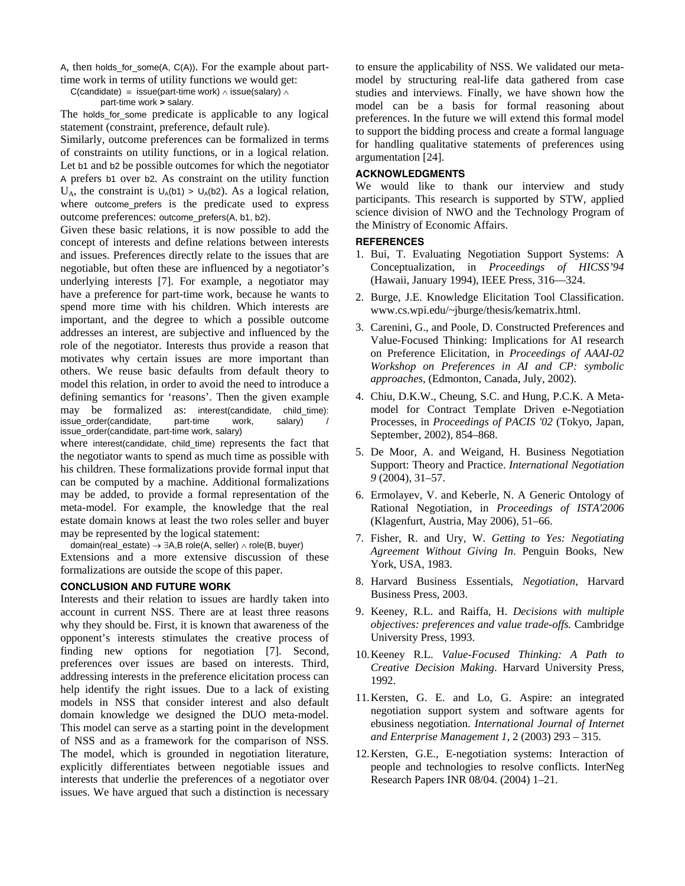A, then holds_for_some(A, C(A)). For the example about part-time work in terms of utility functions we would get:

C(candidate) ≡ issue(part-time work) ∧ issue(salary) ∧ part-time work > salary.

The holds_for_some predicate is applicable to any logical statement (constraint, preference, default rule).

Similarly, outcome preferences can be formalized in terms of constraints on utility functions, or in a logical relation. Let b1 and b2 be possible outcomes for which the negotiator A prefers b1 over b2. As constraint on the utility function $U_A$, the constraint is $U_A(b1) > U_A(b2)$. As a logical relation, where outcome_prefers is the predicate used to express outcome preferences: outcome_prefers(A, b1, b2).

Given these basic relations, it is now possible to add the concept of interests and define relations between interests and issues. Preferences directly relate to the issues that are negotiable, but often these are influenced by a negotiator's underlying interests [7]. For example, a negotiator may have a preference for part-time work, because he wants to spend more time with his children. Which interests are important, and the degree to which a possible outcome addresses an interest, are subjective and influenced by the role of the negotiator. Interests thus provide a reason that motivates why certain issues are more important than others. We reuse basic defaults from default theory to model this relation, in order to avoid the need to introduce a defining semantics for 'reasons'. Then the given example may be formalized as: interest(candidate, child_time): issue_order(candidate, part-time work, salary) / issue_order(candidate, part-time work, salary)

where interest(candidate, child_time) represents the fact that the negotiator wants to spend as much time as possible with his children. These formalizations provide formal input that can be computed by a machine. Additional formalizations may be added, to provide a formal representation of the meta-model. For example, the knowledge that the real estate domain knows at least the two roles seller and buyer may be represented by the logical statement:

domain(real_estate) → ∃A,B role(A, seller) ∧ role(B, buyer)

Extensions and a more extensive discussion of these formalizations are outside the scope of this paper.

## CONCLUSION AND FUTURE WORK

Interests and their relation to issues are hardly taken into account in current NSS. There are at least three reasons why they should be. First, it is known that awareness of the opponent's interests stimulates the creative process of finding new options for negotiation [7]. Second, preferences over issues are based on interests. Third, addressing interests in the preference elicitation process can help identify the right issues. Due to a lack of existing models in NSS that consider interest and also default domain knowledge we designed the DUO meta-model. This model can serve as a starting point in the development of NSS and as a framework for the comparison of NSS. The model, which is grounded in negotiation literature, explicitly differentiates between negotiable issues and interests that underlie the preferences of a negotiator over issues. We have argued that such a distinction is necessary to ensure the applicability of NSS. We validated our meta-model by structuring real-life data gathered from case studies and interviews. Finally, we have shown how the model can be a basis for formal reasoning about preferences. In the future we will extend this formal model to support the bidding process and create a formal language for handling qualitative statements of preferences using argumentation [24].

## ACKNOWLEDGMENTS

We would like to thank our interview and study participants. This research is supported by STW, applied science division of NWO and the Technology Program of the Ministry of Economic Affairs.

## REFERENCES

1. Bui, T. Evaluating Negotiation Support Systems: A Conceptualization, in *Proceedings of HICSS'94* (Hawaii, January 1994), IEEE Press, 316—324.
2. Burge, J.E. Knowledge Elicitation Tool Classification. www.cs.wpi.edu/~jburge/thesis/kematrix.html.
3. Carenini, G., and Poole, D. Constructed Preferences and Value-Focused Thinking: Implications for AI research on Preference Elicitation, in *Proceedings of AAAI-02 Workshop on Preferences in AI and CP: symbolic approaches*, (Edmonton, Canada, July, 2002).
4. Chiu, D.K.W., Cheung, S.C. and Hung, P.C.K. A Meta-model for Contract Template Driven e-Negotiation Processes, in *Proceedings of PACIS '02* (Tokyo, Japan, September, 2002), 854–868.
5. De Moor, A. and Weigand, H. Business Negotiation Support: Theory and Practice. *International Negotiation 9* (2004), 31–57.
6. Ermolayev, V. and Keberle, N. A Generic Ontology of Rational Negotiation, in *Proceedings of ISTA'2006* (Klagenfurt, Austria, May 2006), 51–66.
7. Fisher, R. and Ury, W. *Getting to Yes: Negotiating Agreement Without Giving In*. Penguin Books, New York, USA, 1983.
8. Harvard Business Essentials, *Negotiation*, Harvard Business Press, 2003.
9. Keeney, R.L. and Raiffa, H. *Decisions with multiple objectives: preferences and value trade-offs.* Cambridge University Press, 1993.
10. Keeney R.L. *Value-Focused Thinking: A Path to Creative Decision Making*. Harvard University Press, 1992.
11. Kersten, G. E. and Lo, G. Aspire: an integrated negotiation support system and software agents for ebusiness negotiation. *International Journal of Internet and Enterprise Management 1,* 2 (2003) 293 – 315.
12. Kersten, G.E., E-negotiation systems: Interaction of people and technologies to resolve conflicts. InterNeg Research Papers INR 08/04. (2004) 1–21.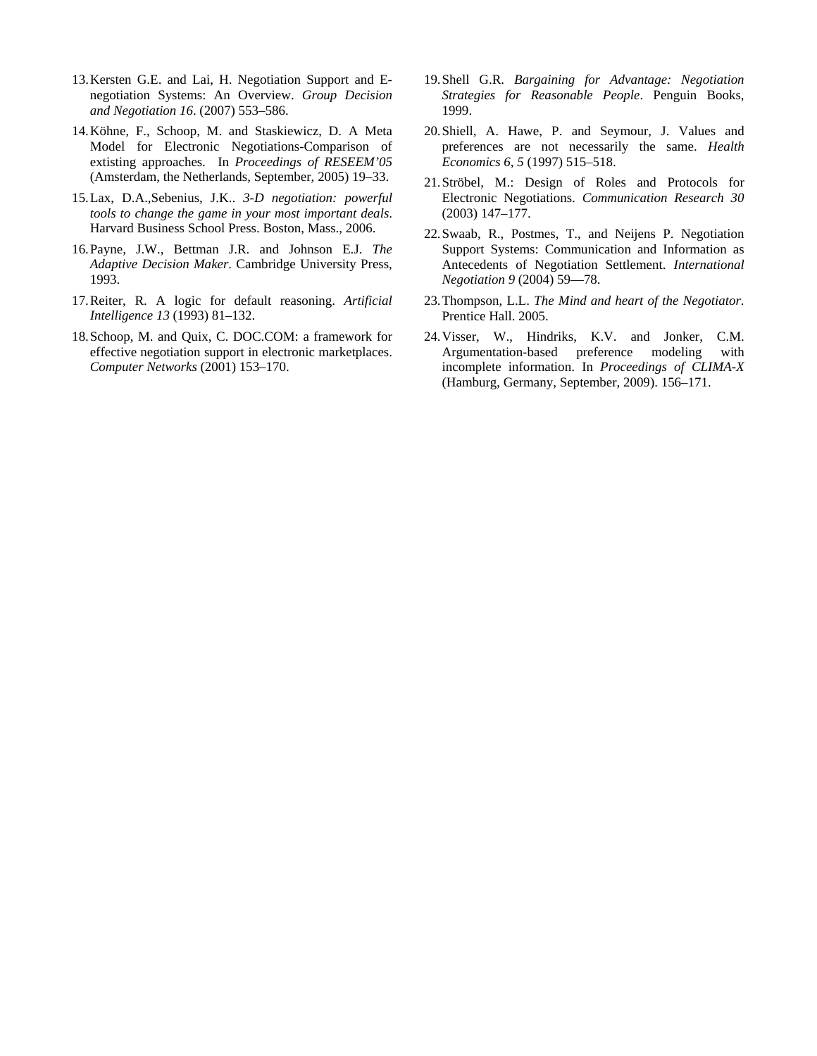13. Kersten G.E. and Lai, H. Negotiation Support and E-negotiation Systems: An Overview. *Group Decision and Negotiation 16*. (2007) 553–586.
14. Köhne, F., Schoop, M. and Staskiewicz, D. A Meta Model for Electronic Negotiations-Comparison of extisting approaches. In *Proceedings of RESEEM'05* (Amsterdam, the Netherlands, September, 2005) 19–33.
15. Lax, D.A.,Sebenius, J.K.. *3-D negotiation: powerful tools to change the game in your most important deals*. Harvard Business School Press. Boston, Mass., 2006.
16. Payne, J.W., Bettman J.R. and Johnson E.J. *The Adaptive Decision Maker*. Cambridge University Press, 1993.
17. Reiter, R. A logic for default reasoning. *Artificial Intelligence 13* (1993) 81–132.
18. Schoop, M. and Quix, C. DOC.COM: a framework for effective negotiation support in electronic marketplaces. *Computer Networks* (2001) 153–170.
19. Shell G.R. *Bargaining for Advantage: Negotiation Strategies for Reasonable People*. Penguin Books, 1999.
20. Shiell, A. Hawe, P. and Seymour, J. Values and preferences are not necessarily the same. *Health Economics 6, 5* (1997) 515–518.
21. Ströbel, M.: Design of Roles and Protocols for Electronic Negotiations. *Communication Research 30* (2003) 147–177.
22. Swaab, R., Postmes, T., and Neijens P. Negotiation Support Systems: Communication and Information as Antecedents of Negotiation Settlement. *International Negotiation 9* (2004) 59—78.
23. Thompson, L.L. *The Mind and heart of the Negotiator*. Prentice Hall. 2005.
24. Visser, W., Hindriks, K.V. and Jonker, C.M. Argumentation-based preference modeling with incomplete information. In *Proceedings of CLIMA-X* (Hamburg, Germany, September, 2009). 156–171.